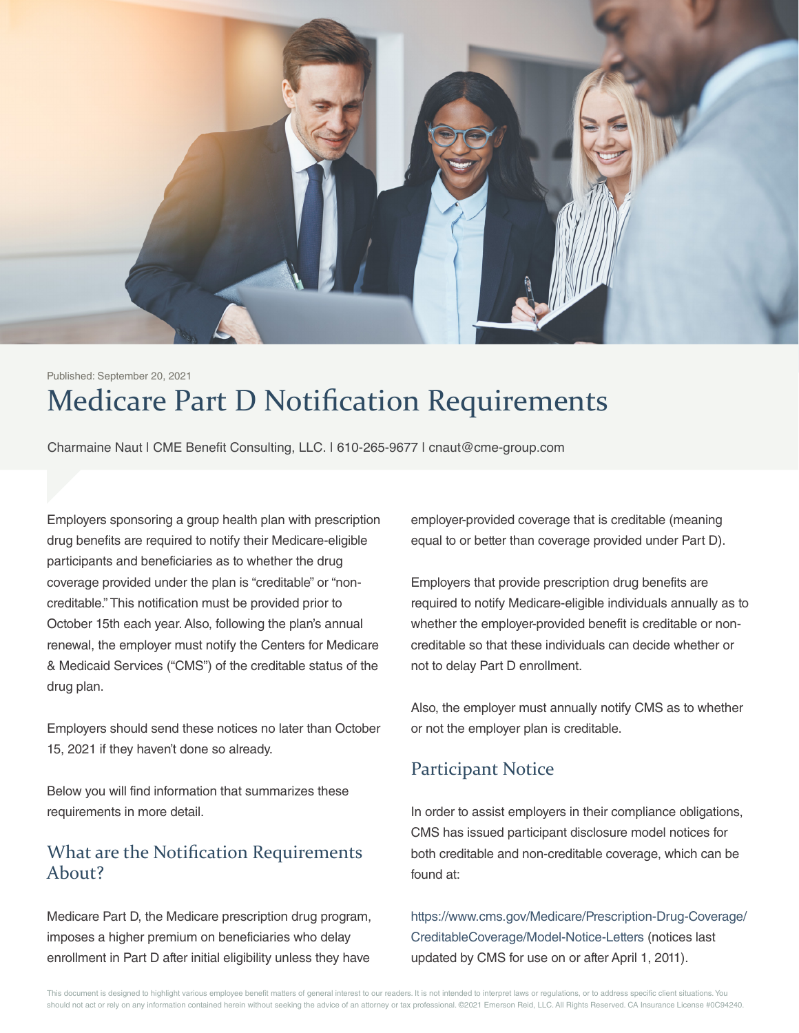Published: September 20, 2021

# Medicare Part D Notification Requirements

Charmaine Naut | CME Benefit Consulting, LLC. | 610-265-9677 | cnaut@cme-group.com

Employers sponsoring a group health plan with prescription drug benefits are required to notify their Medicare-eligible participants and beneficiaries as to whether the drug coverage provided under the plan is "creditable" or "non-creditable." This notification must be provided prior to October 15th each year. Also, following the plan's annual renewal, the employer must notify the Centers for Medicare & Medicaid Services ("CMS") of the creditable status of the drug plan.

Employers should send these notices no later than October 15, 2021 if they haven't done so already.

Below you will find information that summarizes these requirements in more detail.

## What are the Notification Requirements About?

Medicare Part D, the Medicare prescription drug program, imposes a higher premium on beneficiaries who delay enrollment in Part D after initial eligibility unless they have employer-provided coverage that is creditable (meaning equal to or better than coverage provided under Part D).

Employers that provide prescription drug benefits are required to notify Medicare-eligible individuals annually as to whether the employer-provided benefit is creditable or non-creditable so that these individuals can decide whether or not to delay Part D enrollment.

Also, the employer must annually notify CMS as to whether or not the employer plan is creditable.

## Participant Notice

In order to assist employers in their compliance obligations, CMS has issued participant disclosure model notices for both creditable and non-creditable coverage, which can be found at:

https://www.cms.gov/Medicare/Prescription-Drug-Coverage/CreditableCoverage/Model-Notice-Letters (notices last updated by CMS for use on or after April 1, 2011).

This document is designed to highlight various employee benefit matters of general interest to our readers. It is not intended to interpret laws or regulations, or to address specific client situations. You should not act or rely on any information contained herein without seeking the advice of an attorney or tax professional. ©2021 Emerson Reid, LLC. All Rights Reserved. CA Insurance License #0C94240.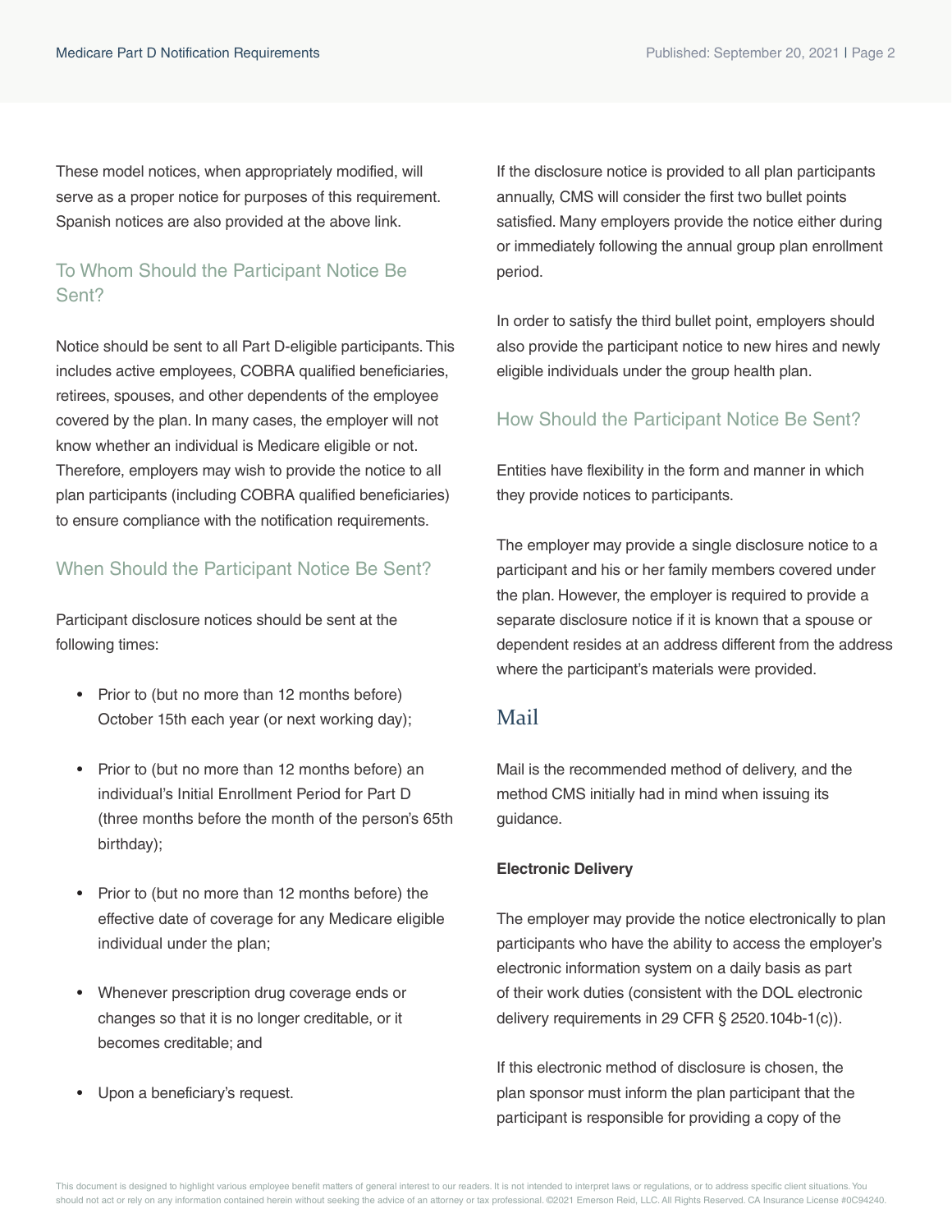These model notices, when appropriately modified, will serve as a proper notice for purposes of this requirement. Spanish notices are also provided at the above link.

## To Whom Should the Participant Notice Be Sent?

Notice should be sent to all Part D-eligible participants. This includes active employees, COBRA qualified beneficiaries, retirees, spouses, and other dependents of the employee covered by the plan. In many cases, the employer will not know whether an individual is Medicare eligible or not. Therefore, employers may wish to provide the notice to all plan participants (including COBRA qualified beneficiaries) to ensure compliance with the notification requirements.

## When Should the Participant Notice Be Sent?

Participant disclosure notices should be sent at the following times:

- Prior to (but no more than 12 months before) October 15th each year (or next working day);
- Prior to (but no more than 12 months before) an individual's Initial Enrollment Period for Part D (three months before the month of the person's 65th birthday);
- Prior to (but no more than 12 months before) the effective date of coverage for any Medicare eligible individual under the plan;
- Whenever prescription drug coverage ends or changes so that it is no longer creditable, or it becomes creditable; and
- Upon a beneficiary's request.

If the disclosure notice is provided to all plan participants annually, CMS will consider the first two bullet points satisfied. Many employers provide the notice either during or immediately following the annual group plan enrollment period.

In order to satisfy the third bullet point, employers should also provide the participant notice to new hires and newly eligible individuals under the group health plan.

## How Should the Participant Notice Be Sent?

Entities have flexibility in the form and manner in which they provide notices to participants.

The employer may provide a single disclosure notice to a participant and his or her family members covered under the plan. However, the employer is required to provide a separate disclosure notice if it is known that a spouse or dependent resides at an address different from the address where the participant's materials were provided.

## Mail

Mail is the recommended method of delivery, and the method CMS initially had in mind when issuing its guidance.

**Electronic Delivery**

The employer may provide the notice electronically to plan participants who have the ability to access the employer's electronic information system on a daily basis as part of their work duties (consistent with the DOL electronic delivery requirements in 29 CFR § 2520.104b-1(c)).

If this electronic method of disclosure is chosen, the plan sponsor must inform the plan participant that the participant is responsible for providing a copy of the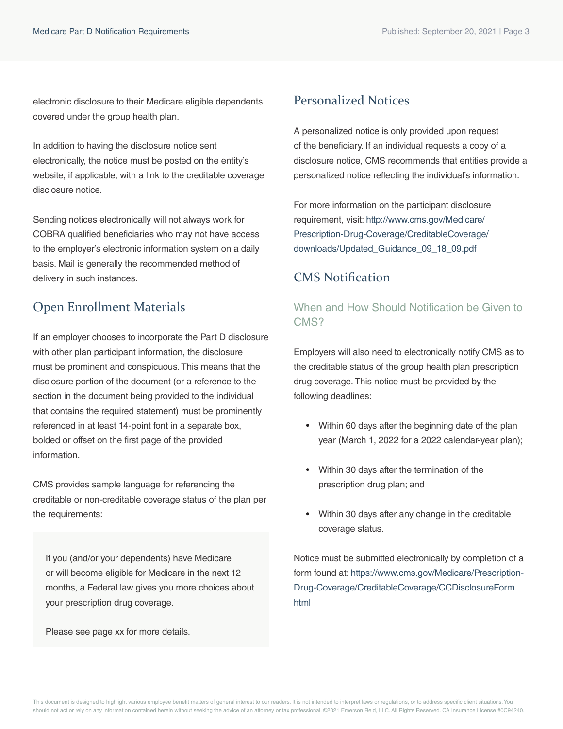electronic disclosure to their Medicare eligible dependents covered under the group health plan.

In addition to having the disclosure notice sent electronically, the notice must be posted on the entity's website, if applicable, with a link to the creditable coverage disclosure notice.

Sending notices electronically will not always work for COBRA qualified beneficiaries who may not have access to the employer's electronic information system on a daily basis. Mail is generally the recommended method of delivery in such instances.

## Open Enrollment Materials

If an employer chooses to incorporate the Part D disclosure with other plan participant information, the disclosure must be prominent and conspicuous. This means that the disclosure portion of the document (or a reference to the section in the document being provided to the individual that contains the required statement) must be prominently referenced in at least 14-point font in a separate box, bolded or offset on the first page of the provided information.

CMS provides sample language for referencing the creditable or non-creditable coverage status of the plan per the requirements:

> If you (and/or your dependents) have Medicare or will become eligible for Medicare in the next 12 months, a Federal law gives you more choices about your prescription drug coverage.
>
> Please see page xx for more details.

## Personalized Notices

A personalized notice is only provided upon request of the beneficiary. If an individual requests a copy of a disclosure notice, CMS recommends that entities provide a personalized notice reflecting the individual's information.

For more information on the participant disclosure requirement, visit: http://www.cms.gov/Medicare/Prescription-Drug-Coverage/CreditableCoverage/downloads/Updated_Guidance_09_18_09.pdf

## CMS Notification

### When and How Should Notification be Given to CMS?

Employers will also need to electronically notify CMS as to the creditable status of the group health plan prescription drug coverage. This notice must be provided by the following deadlines:

- Within 60 days after the beginning date of the plan year (March 1, 2022 for a 2022 calendar-year plan);
- Within 30 days after the termination of the prescription drug plan; and
- Within 30 days after any change in the creditable coverage status.

Notice must be submitted electronically by completion of a form found at: https://www.cms.gov/Medicare/Prescription-Drug-Coverage/CreditableCoverage/CCDisclosureForm.html

This document is designed to highlight various employee benefit matters of general interest to our readers. It is not intended to interpret laws or regulations, or to address specific client situations. You should not act or rely on any information contained herein without seeking the advice of an attorney or tax professional. ©2021 Emerson Reid, LLC. All Rights Reserved. CA Insurance License #0C94240.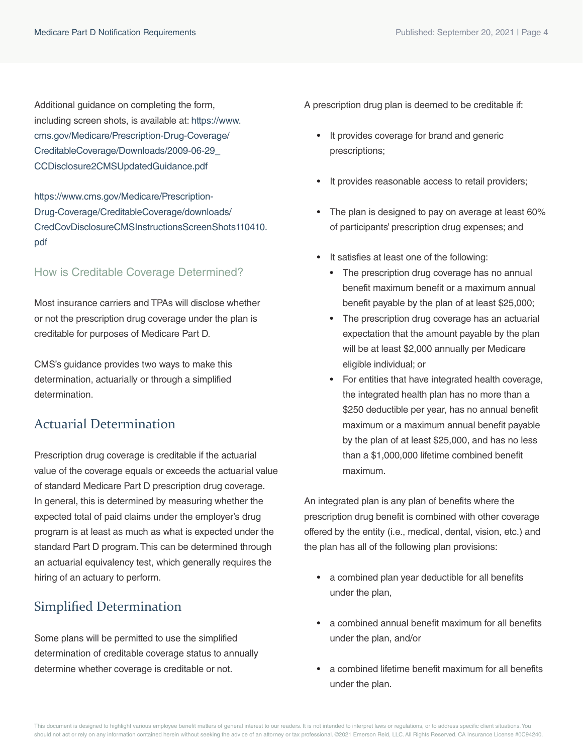Additional guidance on completing the form, including screen shots, is available at: https://www.cms.gov/Medicare/Prescription-Drug-Coverage/CreditableCoverage/Downloads/2009-06-29_CCDisclosure2CMSUpdatedGuidance.pdf

https://www.cms.gov/Medicare/Prescription-Drug-Coverage/CreditableCoverage/downloads/CredCovDisclosureCMSInstructionsScreenShots110410.pdf

### How is Creditable Coverage Determined?

Most insurance carriers and TPAs will disclose whether or not the prescription drug coverage under the plan is creditable for purposes of Medicare Part D.

CMS's guidance provides two ways to make this determination, actuarially or through a simplified determination.

## Actuarial Determination

Prescription drug coverage is creditable if the actuarial value of the coverage equals or exceeds the actuarial value of standard Medicare Part D prescription drug coverage. In general, this is determined by measuring whether the expected total of paid claims under the employer's drug program is at least as much as what is expected under the standard Part D program. This can be determined through an actuarial equivalency test, which generally requires the hiring of an actuary to perform.

## Simplified Determination

Some plans will be permitted to use the simplified determination of creditable coverage status to annually determine whether coverage is creditable or not.

A prescription drug plan is deemed to be creditable if:

- It provides coverage for brand and generic prescriptions;
- It provides reasonable access to retail providers;
- The plan is designed to pay on average at least 60% of participants' prescription drug expenses; and
- It satisfies at least one of the following:
  - The prescription drug coverage has no annual benefit maximum benefit or a maximum annual benefit payable by the plan of at least $25,000;
  - The prescription drug coverage has an actuarial expectation that the amount payable by the plan will be at least $2,000 annually per Medicare eligible individual; or
  - For entities that have integrated health coverage, the integrated health plan has no more than a $250 deductible per year, has no annual benefit maximum or a maximum annual benefit payable by the plan of at least $25,000, and has no less than a $1,000,000 lifetime combined benefit maximum.

An integrated plan is any plan of benefits where the prescription drug benefit is combined with other coverage offered by the entity (i.e., medical, dental, vision, etc.) and the plan has all of the following plan provisions:

- a combined plan year deductible for all benefits under the plan,
- a combined annual benefit maximum for all benefits under the plan, and/or
- a combined lifetime benefit maximum for all benefits under the plan.

This document is designed to highlight various employee benefit matters of general interest to our readers. It is not intended to interpret laws or regulations, or to address specific client situations. You should not act or rely on any information contained herein without seeking the advice of an attorney or tax professional. ©2021 Emerson Reid, LLC. All Rights Reserved. CA Insurance License #0C94240.